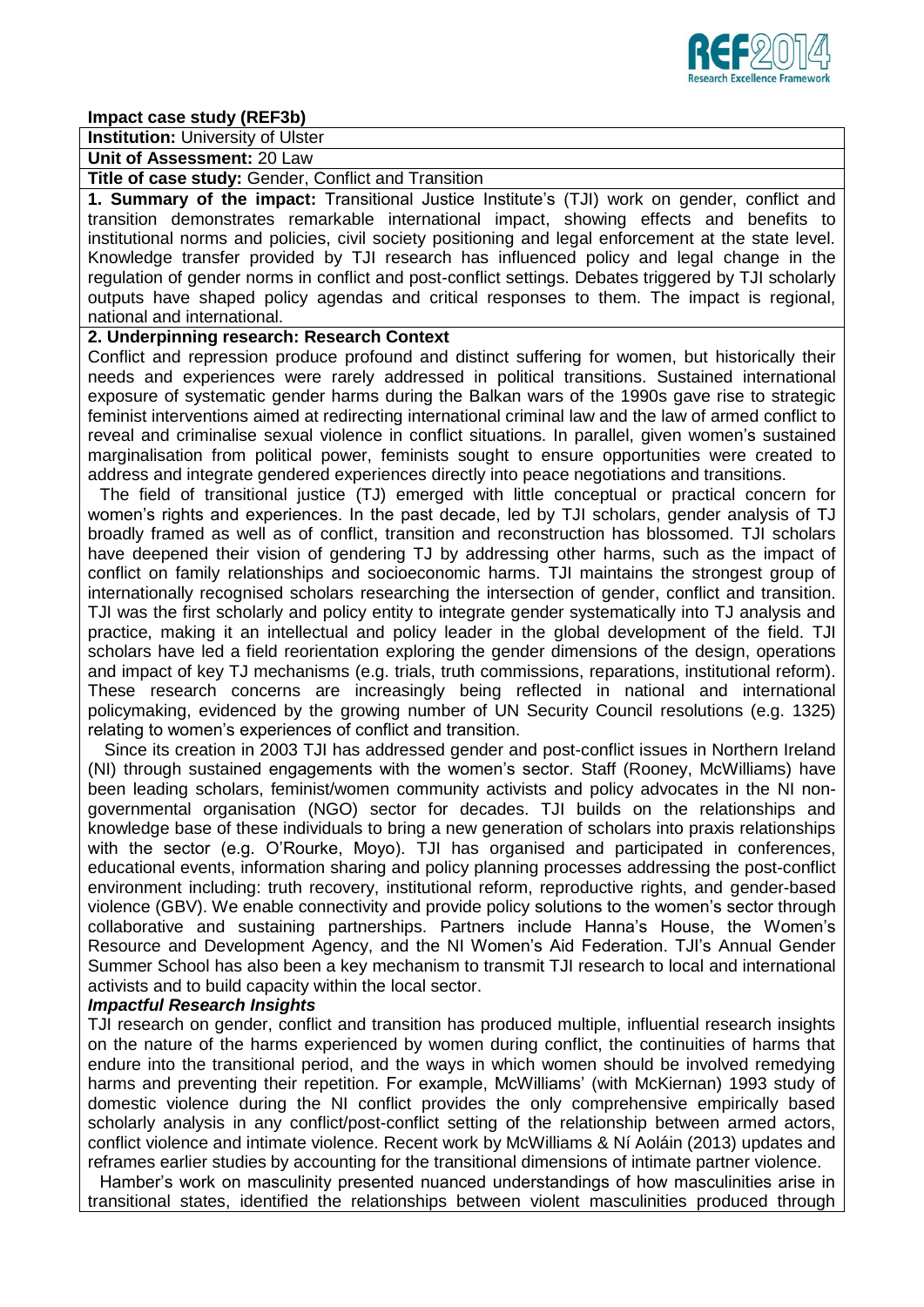**Impact case study (REF3b)**

**Institution:** University of Ulster

**Unit of Assessment:** 20 Law

**Title of case study:** Gender, Conflict and Transition

**1. Summary of the impact:** Transitional Justice Institute's (TJI) work on gender, conflict and transition demonstrates remarkable international impact, showing effects and benefits to institutional norms and policies, civil society positioning and legal enforcement at the state level. Knowledge transfer provided by TJI research has influenced policy and legal change in the regulation of gender norms in conflict and post-conflict settings. Debates triggered by TJI scholarly outputs have shaped policy agendas and critical responses to them. The impact is regional, national and international.

**2. Underpinning research: Research Context**

Conflict and repression produce profound and distinct suffering for women, but historically their needs and experiences were rarely addressed in political transitions. Sustained international exposure of systematic gender harms during the Balkan wars of the 1990s gave rise to strategic feminist interventions aimed at redirecting international criminal law and the law of armed conflict to reveal and criminalise sexual violence in conflict situations. In parallel, given women's sustained marginalisation from political power, feminists sought to ensure opportunities were created to address and integrate gendered experiences directly into peace negotiations and transitions.

The field of transitional justice (TJ) emerged with little conceptual or practical concern for women's rights and experiences. In the past decade, led by TJI scholars, gender analysis of TJ broadly framed as well as of conflict, transition and reconstruction has blossomed. TJI scholars have deepened their vision of gendering TJ by addressing other harms, such as the impact of conflict on family relationships and socioeconomic harms. TJI maintains the strongest group of internationally recognised scholars researching the intersection of gender, conflict and transition. TJI was the first scholarly and policy entity to integrate gender systematically into TJ analysis and practice, making it an intellectual and policy leader in the global development of the field. TJI scholars have led a field reorientation exploring the gender dimensions of the design, operations and impact of key TJ mechanisms (e.g. trials, truth commissions, reparations, institutional reform). These research concerns are increasingly being reflected in national and international policymaking, evidenced by the growing number of UN Security Council resolutions (e.g. 1325) relating to women's experiences of conflict and transition.

Since its creation in 2003 TJI has addressed gender and post-conflict issues in Northern Ireland (NI) through sustained engagements with the women's sector. Staff (Rooney, McWilliams) have been leading scholars, feminist/women community activists and policy advocates in the NI non-governmental organisation (NGO) sector for decades. TJI builds on the relationships and knowledge base of these individuals to bring a new generation of scholars into praxis relationships with the sector (e.g. O'Rourke, Moyo). TJI has organised and participated in conferences, educational events, information sharing and policy planning processes addressing the post-conflict environment including: truth recovery, institutional reform, reproductive rights, and gender-based violence (GBV). We enable connectivity and provide policy solutions to the women's sector through collaborative and sustaining partnerships. Partners include Hanna's House, the Women's Resource and Development Agency, and the NI Women's Aid Federation. TJI's Annual Gender Summer School has also been a key mechanism to transmit TJI research to local and international activists and to build capacity within the local sector.

***Impactful Research Insights***

TJI research on gender, conflict and transition has produced multiple, influential research insights on the nature of the harms experienced by women during conflict, the continuities of harms that endure into the transitional period, and the ways in which women should be involved remedying harms and preventing their repetition. For example, McWilliams' (with McKiernan) 1993 study of domestic violence during the NI conflict provides the only comprehensive empirically based scholarly analysis in any conflict/post-conflict setting of the relationship between armed actors, conflict violence and intimate violence. Recent work by McWilliams & Ní Aoláin (2013) updates and reframes earlier studies by accounting for the transitional dimensions of intimate partner violence.

Hamber's work on masculinity presented nuanced understandings of how masculinities arise in transitional states, identified the relationships between violent masculinities produced through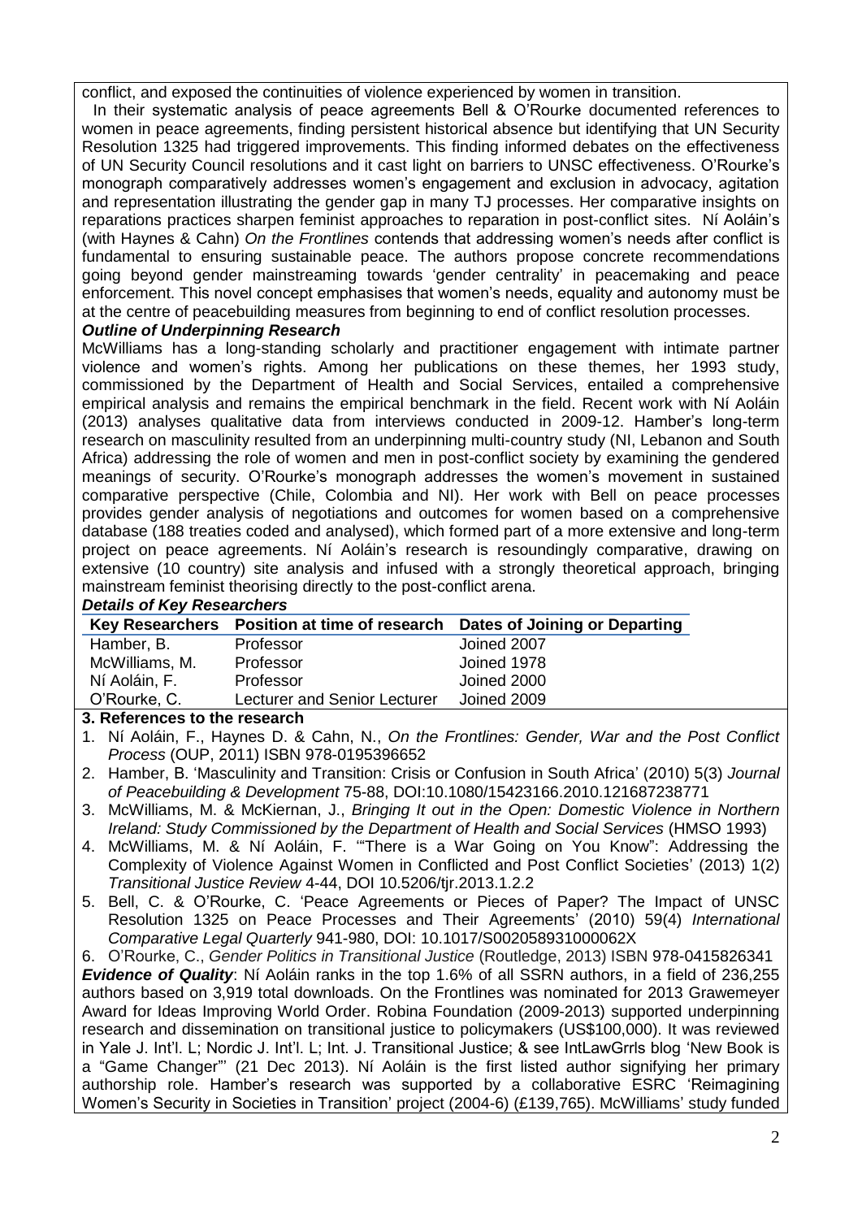conflict, and exposed the continuities of violence experienced by women in transition.

In their systematic analysis of peace agreements Bell & O'Rourke documented references to women in peace agreements, finding persistent historical absence but identifying that UN Security Resolution 1325 had triggered improvements. This finding informed debates on the effectiveness of UN Security Council resolutions and it cast light on barriers to UNSC effectiveness. O'Rourke's monograph comparatively addresses women's engagement and exclusion in advocacy, agitation and representation illustrating the gender gap in many TJ processes. Her comparative insights on reparations practices sharpen feminist approaches to reparation in post-conflict sites. Ní Aoláin's (with Haynes & Cahn) *On the Frontlines* contends that addressing women's needs after conflict is fundamental to ensuring sustainable peace. The authors propose concrete recommendations going beyond gender mainstreaming towards 'gender centrality' in peacemaking and peace enforcement. This novel concept emphasises that women's needs, equality and autonomy must be at the centre of peacebuilding measures from beginning to end of conflict resolution processes.

***Outline of Underpinning Research***

McWilliams has a long-standing scholarly and practitioner engagement with intimate partner violence and women's rights. Among her publications on these themes, her 1993 study, commissioned by the Department of Health and Social Services, entailed a comprehensive empirical analysis and remains the empirical benchmark in the field. Recent work with Ní Aoláin (2013) analyses qualitative data from interviews conducted in 2009-12. Hamber's long-term research on masculinity resulted from an underpinning multi-country study (NI, Lebanon and South Africa) addressing the role of women and men in post-conflict society by examining the gendered meanings of security. O'Rourke's monograph addresses the women's movement in sustained comparative perspective (Chile, Colombia and NI). Her work with Bell on peace processes provides gender analysis of negotiations and outcomes for women based on a comprehensive database (188 treaties coded and analysed), which formed part of a more extensive and long-term project on peace agreements. Ní Aoláin's research is resoundingly comparative, drawing on extensive (10 country) site analysis and infused with a strongly theoretical approach, bringing mainstream feminist theorising directly to the post-conflict arena.

***Details of Key Researchers***

| Key Researchers | Position at time of research | Dates of Joining or Departing |
|---|---|---|
| Hamber, B. | Professor | Joined 2007 |
| McWilliams, M. | Professor | Joined 1978 |
| Ní Aoláin, F. | Professor | Joined 2000 |
| O'Rourke, C. | Lecturer and Senior Lecturer | Joined 2009 |

**3. References to the research**

1. Ní Aoláin, F., Haynes D. & Cahn, N., *On the Frontlines: Gender, War and the Post Conflict Process* (OUP, 2011) ISBN 978-0195396652
2. Hamber, B. 'Masculinity and Transition: Crisis or Confusion in South Africa' (2010) 5(3) *Journal of Peacebuilding & Development* 75-88, DOI:10.1080/15423166.2010.121687238771
3. McWilliams, M. & McKiernan, J., *Bringing It out in the Open: Domestic Violence in Northern Ireland: Study Commissioned by the Department of Health and Social Services* (HMSO 1993)
4. McWilliams, M. & Ní Aoláin, F. '"There is a War Going on You Know": Addressing the Complexity of Violence Against Women in Conflicted and Post Conflict Societies' (2013) 1(2) *Transitional Justice Review* 4-44, DOI 10.5206/tjr.2013.1.2.2
5. Bell, C. & O'Rourke, C. 'Peace Agreements or Pieces of Paper? The Impact of UNSC Resolution 1325 on Peace Processes and Their Agreements' (2010) 59(4) *International Comparative Legal Quarterly* 941-980, DOI: 10.1017/S002058931000062X
6. O'Rourke, C., *Gender Politics in Transitional Justice* (Routledge, 2013) ISBN 978-0415826341

***Evidence of Quality***: Ní Aoláin ranks in the top 1.6% of all SSRN authors, in a field of 236,255 authors based on 3,919 total downloads. On the Frontlines was nominated for 2013 Grawemeyer Award for Ideas Improving World Order. Robina Foundation (2009-2013) supported underpinning research and dissemination on transitional justice to policymakers (US$100,000). It was reviewed in Yale J. Int'l. L; Nordic J. Int'l. L; Int. J. Transitional Justice; & see IntLawGrrls blog 'New Book is a "Game Changer"' (21 Dec 2013). Ní Aoláin is the first listed author signifying her primary authorship role. Hamber's research was supported by a collaborative ESRC 'Reimagining Women's Security in Societies in Transition' project (2004-6) (£139,765). McWilliams' study funded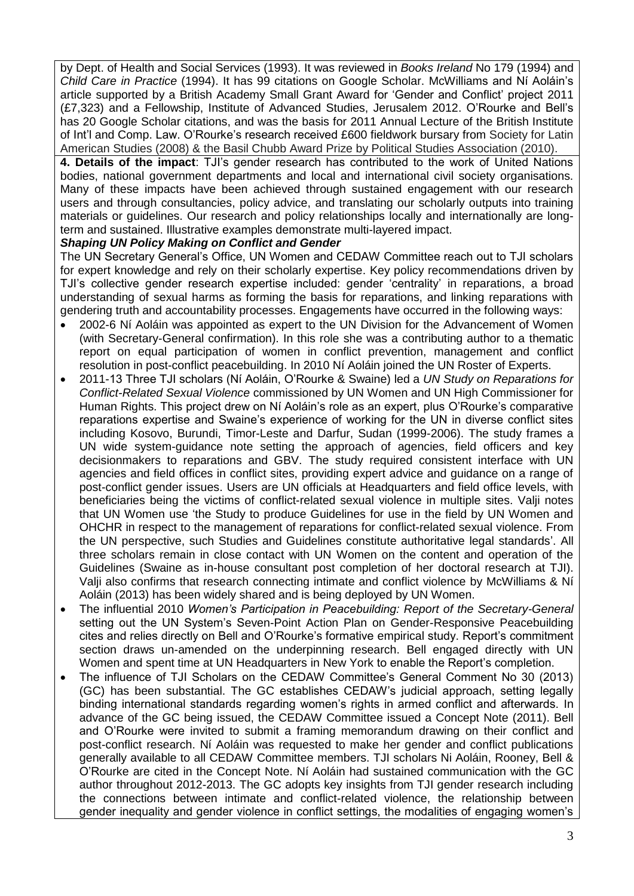by Dept. of Health and Social Services (1993). It was reviewed in *Books Ireland* No 179 (1994) and *Child Care in Practice* (1994). It has 99 citations on Google Scholar. McWilliams and Ní Aoláin's article supported by a British Academy Small Grant Award for 'Gender and Conflict' project 2011 (£7,323) and a Fellowship, Institute of Advanced Studies, Jerusalem 2012. O'Rourke and Bell's has 20 Google Scholar citations, and was the basis for 2011 Annual Lecture of the British Institute of Int'l and Comp. Law. O'Rourke's research received £600 fieldwork bursary from Society for Latin American Studies (2008) & the Basil Chubb Award Prize by Political Studies Association (2010).

**4. Details of the impact**: TJI's gender research has contributed to the work of United Nations bodies, national government departments and local and international civil society organisations. Many of these impacts have been achieved through sustained engagement with our research users and through consultancies, policy advice, and translating our scholarly outputs into training materials or guidelines. Our research and policy relationships locally and internationally are long-term and sustained. Illustrative examples demonstrate multi-layered impact.

***Shaping UN Policy Making on Conflict and Gender***

The UN Secretary General's Office, UN Women and CEDAW Committee reach out to TJI scholars for expert knowledge and rely on their scholarly expertise. Key policy recommendations driven by TJI's collective gender research expertise included: gender 'centrality' in reparations, a broad understanding of sexual harms as forming the basis for reparations, and linking reparations with gendering truth and accountability processes. Engagements have occurred in the following ways:

- 2002-6 Ní Aoláin was appointed as expert to the UN Division for the Advancement of Women (with Secretary-General confirmation). In this role she was a contributing author to a thematic report on equal participation of women in conflict prevention, management and conflict resolution in post-conflict peacebuilding. In 2010 Ní Aoláin joined the UN Roster of Experts.
- 2011-13 Three TJI scholars (Ní Aoláin, O'Rourke & Swaine) led a *UN Study on Reparations for Conflict-Related Sexual Violence* commissioned by UN Women and UN High Commissioner for Human Rights. This project drew on Ní Aoláin's role as an expert, plus O'Rourke's comparative reparations expertise and Swaine's experience of working for the UN in diverse conflict sites including Kosovo, Burundi, Timor-Leste and Darfur, Sudan (1999-2006). The study frames a UN wide system-guidance note setting the approach of agencies, field officers and key decisionmakers to reparations and GBV. The study required consistent interface with UN agencies and field offices in conflict sites, providing expert advice and guidance on a range of post-conflict gender issues. Users are UN officials at Headquarters and field office levels, with beneficiaries being the victims of conflict-related sexual violence in multiple sites. Valji notes that UN Women use 'the Study to produce Guidelines for use in the field by UN Women and OHCHR in respect to the management of reparations for conflict-related sexual violence. From the UN perspective, such Studies and Guidelines constitute authoritative legal standards'. All three scholars remain in close contact with UN Women on the content and operation of the Guidelines (Swaine as in-house consultant post completion of her doctoral research at TJI). Valji also confirms that research connecting intimate and conflict violence by McWilliams & Ní Aoláin (2013) has been widely shared and is being deployed by UN Women.
- The influential 2010 *Women's Participation in Peacebuilding: Report of the Secretary-General* setting out the UN System's Seven-Point Action Plan on Gender-Responsive Peacebuilding cites and relies directly on Bell and O'Rourke's formative empirical study. Report's commitment section draws un-amended on the underpinning research. Bell engaged directly with UN Women and spent time at UN Headquarters in New York to enable the Report's completion.
- The influence of TJI Scholars on the CEDAW Committee's General Comment No 30 (2013) (GC) has been substantial. The GC establishes CEDAW's judicial approach, setting legally binding international standards regarding women's rights in armed conflict and afterwards. In advance of the GC being issued, the CEDAW Committee issued a Concept Note (2011). Bell and O'Rourke were invited to submit a framing memorandum drawing on their conflict and post-conflict research. Ní Aoláin was requested to make her gender and conflict publications generally available to all CEDAW Committee members. TJI scholars Ni Aoláin, Rooney, Bell & O'Rourke are cited in the Concept Note. Ní Aoláin had sustained communication with the GC author throughout 2012-2013. The GC adopts key insights from TJI gender research including the connections between intimate and conflict-related violence, the relationship between gender inequality and gender violence in conflict settings, the modalities of engaging women's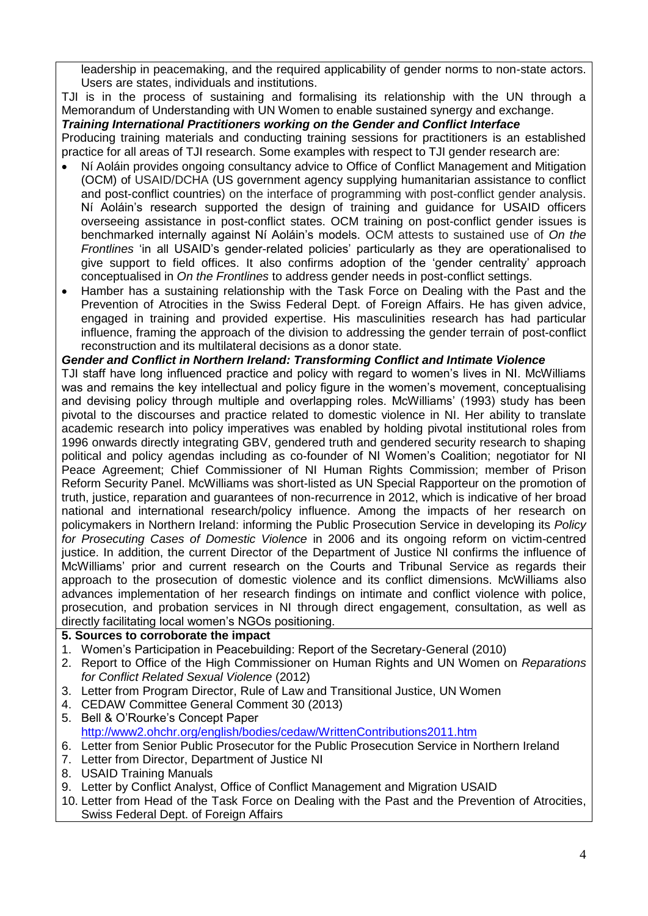leadership in peacemaking, and the required applicability of gender norms to non-state actors. Users are states, individuals and institutions.

TJI is in the process of sustaining and formalising its relationship with the UN through a Memorandum of Understanding with UN Women to enable sustained synergy and exchange.

***Training International Practitioners working on the Gender and Conflict Interface***

Producing training materials and conducting training sessions for practitioners is an established practice for all areas of TJI research. Some examples with respect to TJI gender research are:

- Ní Aoláin provides ongoing consultancy advice to Office of Conflict Management and Mitigation (OCM) of USAID/DCHA (US government agency supplying humanitarian assistance to conflict and post-conflict countries) on the interface of programming with post-conflict gender analysis. Ní Aoláin's research supported the design of training and guidance for USAID officers overseeing assistance in post-conflict states. OCM training on post-conflict gender issues is benchmarked internally against Ní Aoláin's models. OCM attests to sustained use of *On the Frontlines* 'in all USAID's gender-related policies' particularly as they are operationalised to give support to field offices. It also confirms adoption of the 'gender centrality' approach conceptualised in *On the Frontlines* to address gender needs in post-conflict settings.
- Hamber has a sustaining relationship with the Task Force on Dealing with the Past and the Prevention of Atrocities in the Swiss Federal Dept. of Foreign Affairs. He has given advice, engaged in training and provided expertise. His masculinities research has had particular influence, framing the approach of the division to addressing the gender terrain of post-conflict reconstruction and its multilateral decisions as a donor state.

***Gender and Conflict in Northern Ireland: Transforming Conflict and Intimate Violence***

TJI staff have long influenced practice and policy with regard to women's lives in NI. McWilliams was and remains the key intellectual and policy figure in the women's movement, conceptualising and devising policy through multiple and overlapping roles. McWilliams' (1993) study has been pivotal to the discourses and practice related to domestic violence in NI. Her ability to translate academic research into policy imperatives was enabled by holding pivotal institutional roles from 1996 onwards directly integrating GBV, gendered truth and gendered security research to shaping political and policy agendas including as co-founder of NI Women's Coalition; negotiator for NI Peace Agreement; Chief Commissioner of NI Human Rights Commission; member of Prison Reform Security Panel. McWilliams was short-listed as UN Special Rapporteur on the promotion of truth, justice, reparation and guarantees of non-recurrence in 2012, which is indicative of her broad national and international research/policy influence. Among the impacts of her research on policymakers in Northern Ireland: informing the Public Prosecution Service in developing its *Policy for Prosecuting Cases of Domestic Violence* in 2006 and its ongoing reform on victim-centred justice. In addition, the current Director of the Department of Justice NI confirms the influence of McWilliams' prior and current research on the Courts and Tribunal Service as regards their approach to the prosecution of domestic violence and its conflict dimensions. McWilliams also advances implementation of her research findings on intimate and conflict violence with police, prosecution, and probation services in NI through direct engagement, consultation, as well as directly facilitating local women's NGOs positioning.

**5. Sources to corroborate the impact**

1. Women's Participation in Peacebuilding: Report of the Secretary-General (2010)
2. Report to Office of the High Commissioner on Human Rights and UN Women on *Reparations for Conflict Related Sexual Violence* (2012)
3. Letter from Program Director, Rule of Law and Transitional Justice, UN Women
4. CEDAW Committee General Comment 30 (2013)
5. Bell & O'Rourke's Concept Paper http://www2.ohchr.org/english/bodies/cedaw/WrittenContributions2011.htm
6. Letter from Senior Public Prosecutor for the Public Prosecution Service in Northern Ireland
7. Letter from Director, Department of Justice NI
8. USAID Training Manuals
9. Letter by Conflict Analyst, Office of Conflict Management and Migration USAID
10. Letter from Head of the Task Force on Dealing with the Past and the Prevention of Atrocities, Swiss Federal Dept. of Foreign Affairs